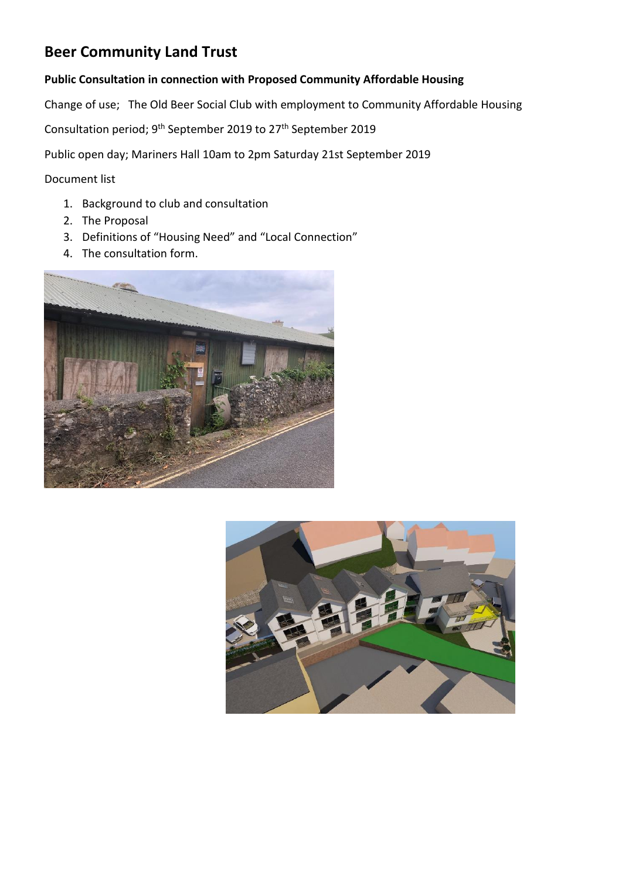# Beer Community Land Trust

**Public Consultation in connection with Proposed Community Affordable Housing**

Change of use; The Old Beer Social Club with employment to Community Affordable Housing

Consultation period; 9th September 2019 to 27th September 2019

Public open day; Mariners Hall 10am to 2pm Saturday 21st September 2019

Document list

1. Background to club and consultation
2. The Proposal
3. Definitions of "Housing Need" and "Local Connection"
4. The consultation form.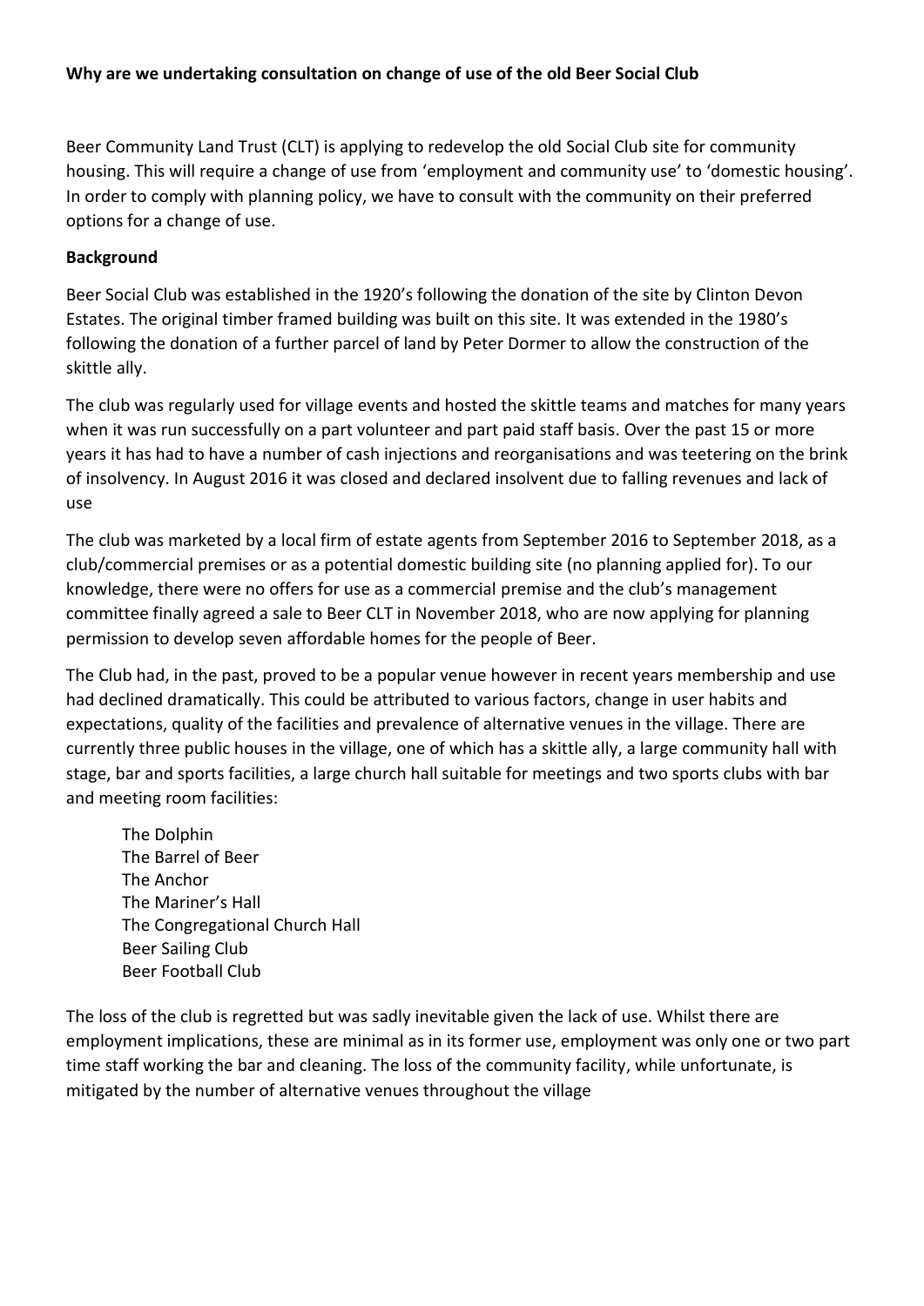**Why are we undertaking consultation on change of use of the old Beer Social Club**

Beer Community Land Trust (CLT) is applying to redevelop the old Social Club site for community housing. This will require a change of use from 'employment and community use' to 'domestic housing'. In order to comply with planning policy, we have to consult with the community on their preferred options for a change of use.

**Background**

Beer Social Club was established in the 1920's following the donation of the site by Clinton Devon Estates. The original timber framed building was built on this site. It was extended in the 1980's following the donation of a further parcel of land by Peter Dormer to allow the construction of the skittle ally.

The club was regularly used for village events and hosted the skittle teams and matches for many years when it was run successfully on a part volunteer and part paid staff basis. Over the past 15 or more years it has had to have a number of cash injections and reorganisations and was teetering on the brink of insolvency. In August 2016 it was closed and declared insolvent due to falling revenues and lack of use

The club was marketed by a local firm of estate agents from September 2016 to September 2018, as a club/commercial premises or as a potential domestic building site (no planning applied for). To our knowledge, there were no offers for use as a commercial premise and the club's management committee finally agreed a sale to Beer CLT in November 2018, who are now applying for planning permission to develop seven affordable homes for the people of Beer.

The Club had, in the past, proved to be a popular venue however in recent years membership and use had declined dramatically. This could be attributed to various factors, change in user habits and expectations, quality of the facilities and prevalence of alternative venues in the village. There are currently three public houses in the village, one of which has a skittle ally, a large community hall with stage, bar and sports facilities, a large church hall suitable for meetings and two sports clubs with bar and meeting room facilities:

- The Dolphin
- The Barrel of Beer
- The Anchor
- The Mariner's Hall
- The Congregational Church Hall
- Beer Sailing Club
- Beer Football Club

The loss of the club is regretted but was sadly inevitable given the lack of use. Whilst there are employment implications, these are minimal as in its former use, employment was only one or two part time staff working the bar and cleaning. The loss of the community facility, while unfortunate, is mitigated by the number of alternative venues throughout the village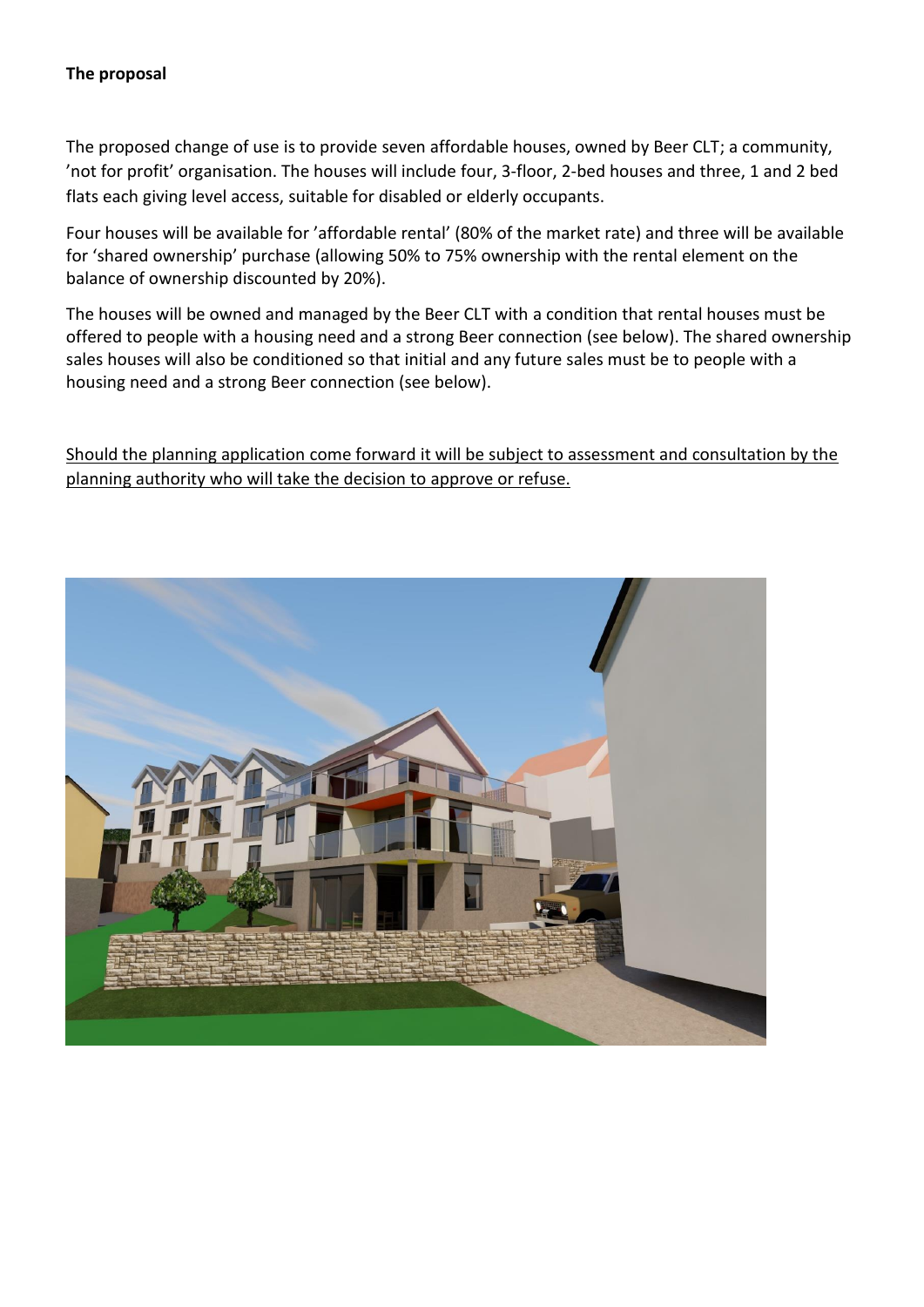**The proposal**

The proposed change of use is to provide seven affordable houses, owned by Beer CLT; a community, 'not for profit' organisation. The houses will include four, 3-floor, 2-bed houses and three, 1 and 2 bed flats each giving level access, suitable for disabled or elderly occupants.

Four houses will be available for 'affordable rental' (80% of the market rate) and three will be available for 'shared ownership' purchase (allowing 50% to 75% ownership with the rental element on the balance of ownership discounted by 20%).

The houses will be owned and managed by the Beer CLT with a condition that rental houses must be offered to people with a housing need and a strong Beer connection (see below). The shared ownership sales houses will also be conditioned so that initial and any future sales must be to people with a housing need and a strong Beer connection (see below).

<u>Should the planning application come forward it will be subject to assessment and consultation by the planning authority who will take the decision to approve or refuse.</u>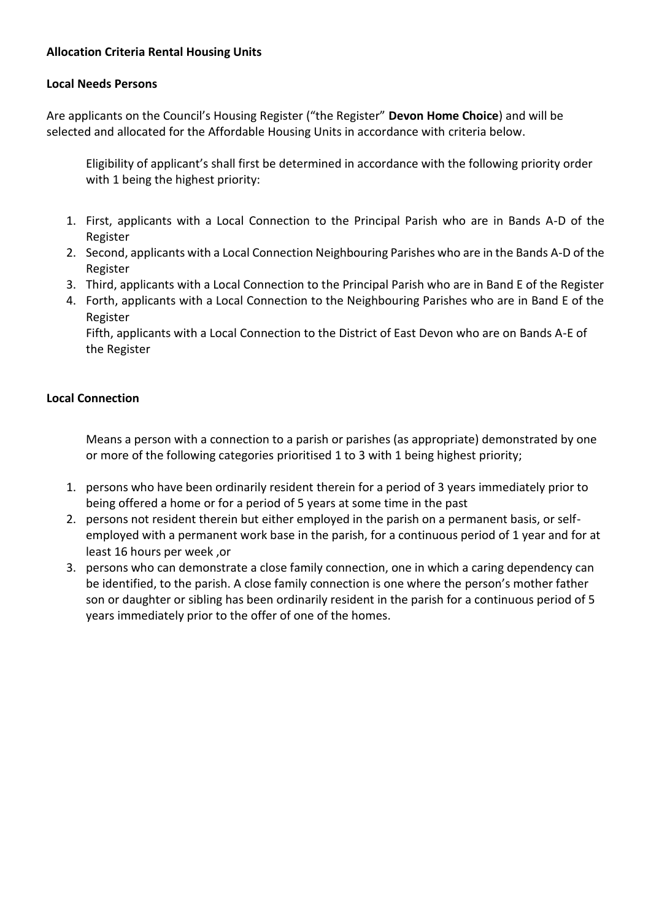**Allocation Criteria Rental Housing Units**

**Local Needs Persons**

Are applicants on the Council's Housing Register ("the Register" **Devon Home Choice**) and will be selected and allocated for the Affordable Housing Units in accordance with criteria below.

Eligibility of applicant's shall first be determined in accordance with the following priority order with 1 being the highest priority:

1. First, applicants with a Local Connection to the Principal Parish who are in Bands A-D of the Register
2. Second, applicants with a Local Connection Neighbouring Parishes who are in the Bands A-D of the Register
3. Third, applicants with a Local Connection to the Principal Parish who are in Band E of the Register
4. Forth, applicants with a Local Connection to the Neighbouring Parishes who are in Band E of the Register

   Fifth, applicants with a Local Connection to the District of East Devon who are on Bands A-E of the Register

**Local Connection**

Means a person with a connection to a parish or parishes (as appropriate) demonstrated by one or more of the following categories prioritised 1 to 3 with 1 being highest priority;

1. persons who have been ordinarily resident therein for a period of 3 years immediately prior to being offered a home or for a period of 5 years at some time in the past
2. persons not resident therein but either employed in the parish on a permanent basis, or self-employed with a permanent work base in the parish, for a continuous period of 1 year and for at least 16 hours per week ,or
3. persons who can demonstrate a close family connection, one in which a caring dependency can be identified, to the parish. A close family connection is one where the person's mother father son or daughter or sibling has been ordinarily resident in the parish for a continuous period of 5 years immediately prior to the offer of one of the homes.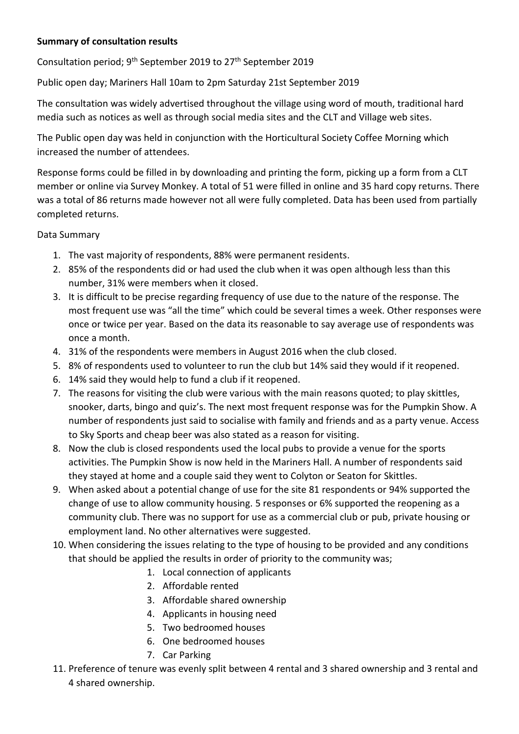**Summary of consultation results**

Consultation period; 9th September 2019 to 27th September 2019

Public open day; Mariners Hall 10am to 2pm Saturday 21st September 2019

The consultation was widely advertised throughout the village using word of mouth, traditional hard media such as notices as well as through social media sites and the CLT and Village web sites.

The Public open day was held in conjunction with the Horticultural Society Coffee Morning which increased the number of attendees.

Response forms could be filled in by downloading and printing the form, picking up a form from a CLT member or online via Survey Monkey. A total of 51 were filled in online and 35 hard copy returns. There was a total of 86 returns made however not all were fully completed. Data has been used from partially completed returns.

Data Summary

1. The vast majority of respondents, 88% were permanent residents.
2. 85% of the respondents did or had used the club when it was open although less than this number, 31% were members when it closed.
3. It is difficult to be precise regarding frequency of use due to the nature of the response. The most frequent use was "all the time" which could be several times a week. Other responses were once or twice per year. Based on the data its reasonable to say average use of respondents was once a month.
4. 31% of the respondents were members in August 2016 when the club closed.
5. 8% of respondents used to volunteer to run the club but 14% said they would if it reopened.
6. 14% said they would help to fund a club if it reopened.
7. The reasons for visiting the club were various with the main reasons quoted; to play skittles, snooker, darts, bingo and quiz's. The next most frequent response was for the Pumpkin Show. A number of respondents just said to socialise with family and friends and as a party venue. Access to Sky Sports and cheap beer was also stated as a reason for visiting.
8. Now the club is closed respondents used the local pubs to provide a venue for the sports activities. The Pumpkin Show is now held in the Mariners Hall. A number of respondents said they stayed at home and a couple said they went to Colyton or Seaton for Skittles.
9. When asked about a potential change of use for the site 81 respondents or 94% supported the change of use to allow community housing. 5 responses or 6% supported the reopening as a community club. There was no support for use as a commercial club or pub, private housing or employment land. No other alternatives were suggested.
10. When considering the issues relating to the type of housing to be provided and any conditions that should be applied the results in order of priority to the community was;
    1. Local connection of applicants
    2. Affordable rented
    3. Affordable shared ownership
    4. Applicants in housing need
    5. Two bedroomed houses
    6. One bedroomed houses
    7. Car Parking
11. Preference of tenure was evenly split between 4 rental and 3 shared ownership and 3 rental and 4 shared ownership.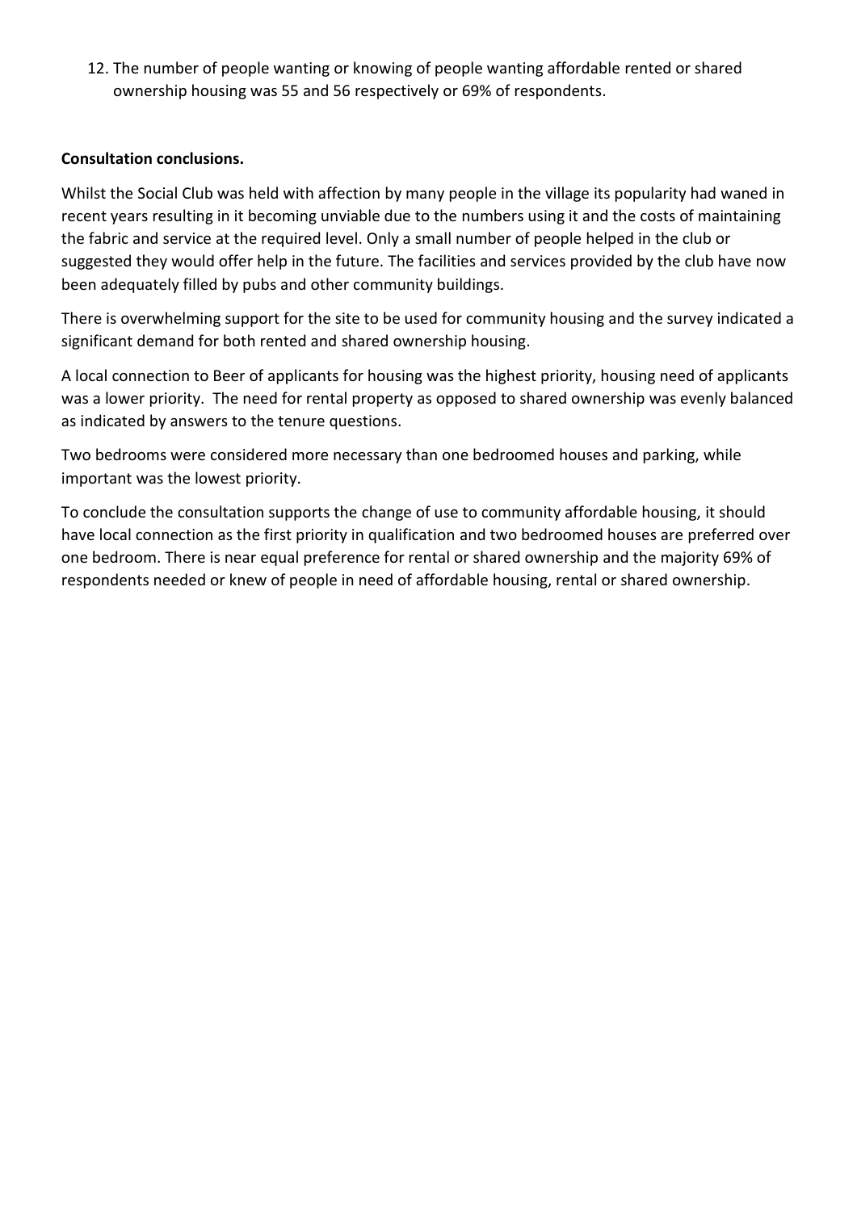12. The number of people wanting or knowing of people wanting affordable rented or shared ownership housing was 55 and 56 respectively or 69% of respondents.

**Consultation conclusions.**

Whilst the Social Club was held with affection by many people in the village its popularity had waned in recent years resulting in it becoming unviable due to the numbers using it and the costs of maintaining the fabric and service at the required level. Only a small number of people helped in the club or suggested they would offer help in the future. The facilities and services provided by the club have now been adequately filled by pubs and other community buildings.

There is overwhelming support for the site to be used for community housing and the survey indicated a significant demand for both rented and shared ownership housing.

A local connection to Beer of applicants for housing was the highest priority, housing need of applicants was a lower priority. The need for rental property as opposed to shared ownership was evenly balanced as indicated by answers to the tenure questions.

Two bedrooms were considered more necessary than one bedroomed houses and parking, while important was the lowest priority.

To conclude the consultation supports the change of use to community affordable housing, it should have local connection as the first priority in qualification and two bedroomed houses are preferred over one bedroom. There is near equal preference for rental or shared ownership and the majority 69% of respondents needed or knew of people in need of affordable housing, rental or shared ownership.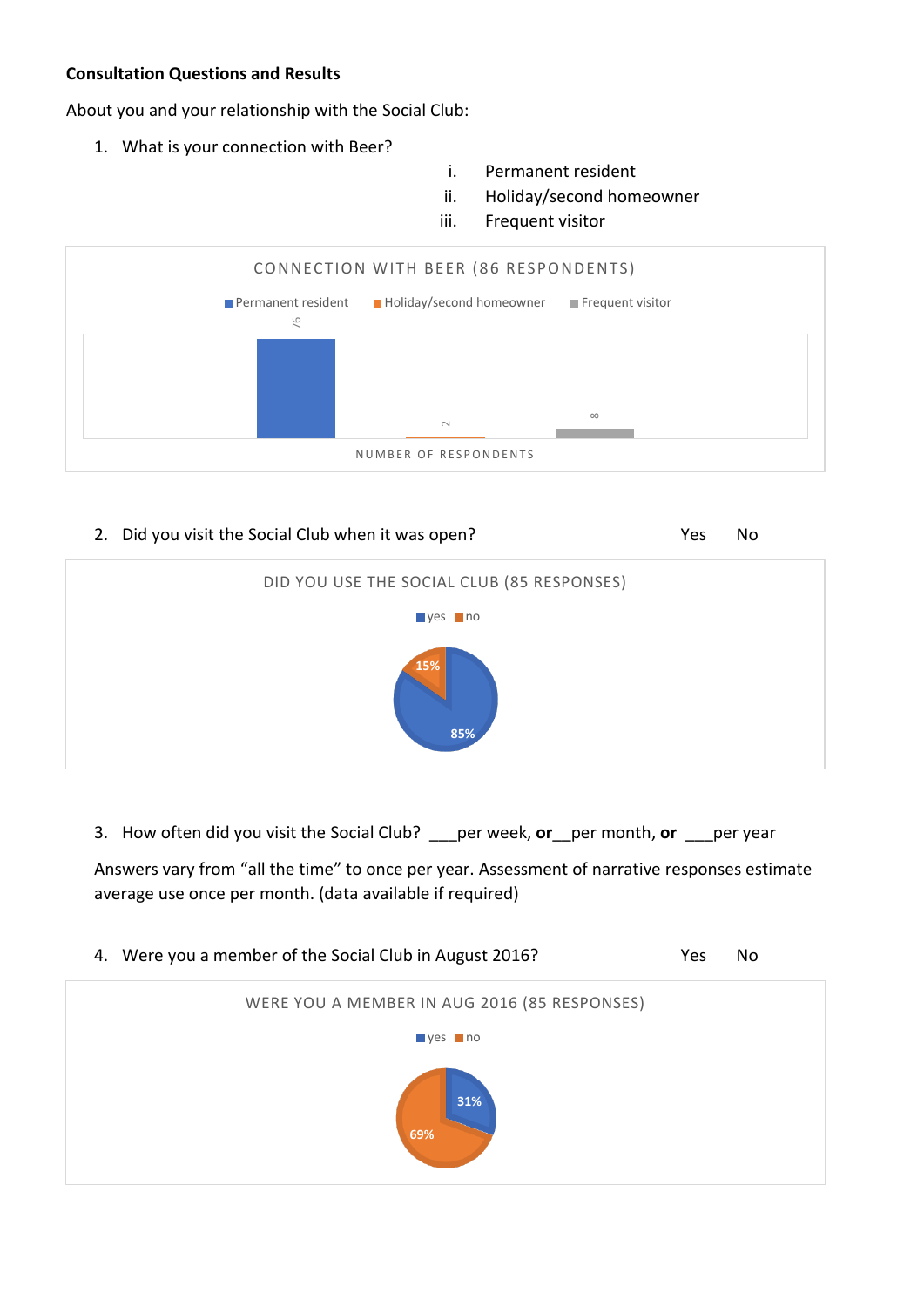**Consultation Questions and Results**

About you and your relationship with the Social Club:

1. What is your connection with Beer?

   i. Permanent resident
   ii. Holiday/second homeowner
   iii. Frequent visitor

CONNECTION WITH BEER (86 RESPONDENTS)

| Connection | Number of respondents |
|---|---|
| Permanent resident | 76 |
| Holiday/second homeowner | 2 |
| Frequent visitor | 8 |

2. Did you visit the Social Club when it was open? Yes No

DID YOU USE THE SOCIAL CLUB (85 RESPONSES)

| Response | % |
|---|---|
| yes | 85% |
| no | 15% |

3. How often did you visit the Social Club? ___per week, **or**__per month, **or** ___per year

Answers vary from "all the time" to once per year. Assessment of narrative responses estimate average use once per month. (data available if required)

4. Were you a member of the Social Club in August 2016? Yes No

WERE YOU A MEMBER IN AUG 2016 (85 RESPONSES)

| Response | % |
|---|---|
| yes | 31% |
| no | 69% |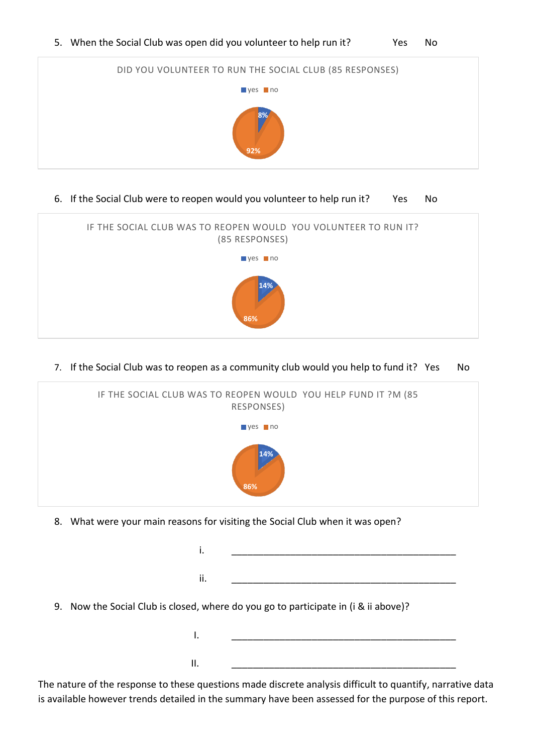5. When the Social Club was open did you volunteer to help run it? Yes No

DID YOU VOLUNTEER TO RUN THE SOCIAL CLUB (85 RESPONSES)

yes no

8%

92%

6. If the Social Club were to reopen would you volunteer to help run it? Yes No

IF THE SOCIAL CLUB WAS TO REOPEN WOULD YOU VOLUNTEER TO RUN IT? (85 RESPONSES)

yes no

14%

86%

7. If the Social Club was to reopen as a community club would you help to fund it? Yes No

IF THE SOCIAL CLUB WAS TO REOPEN WOULD YOU HELP FUND IT ?M (85 RESPONSES)

yes no

14%

86%

8. What were your main reasons for visiting the Social Club when it was open?

   i. ___________________________________________

   ii. ___________________________________________

9. Now the Social Club is closed, where do you go to participate in (i & ii above)?

   I. ___________________________________________

   II. ___________________________________________

The nature of the response to these questions made discrete analysis difficult to quantify, narrative data is available however trends detailed in the summary have been assessed for the purpose of this report.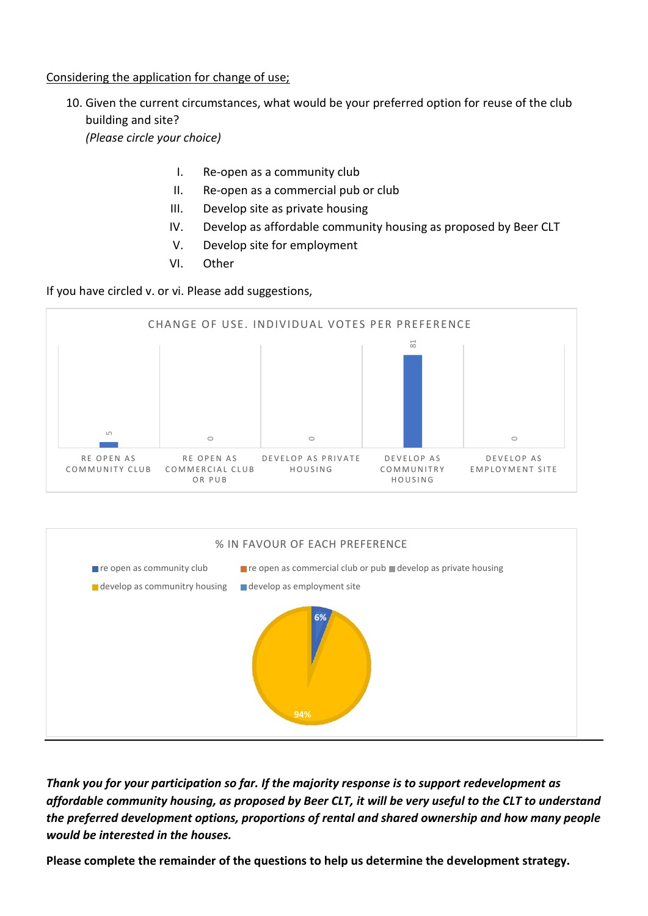<u>Considering the application for change of use;</u>

10. Given the current circumstances, what would be your preferred option for reuse of the club building and site?
    *(Please circle your choice)*

    I. Re-open as a community club
    II. Re-open as a commercial pub or club
    III. Develop site as private housing
    IV. Develop as affordable community housing as proposed by Beer CLT
    V. Develop site for employment
    VI. Other

If you have circled v. or vi. Please add suggestions,

CHANGE OF USE. INDIVIDUAL VOTES PER PREFERENCE

| Preference | Votes |
|---|---|
| RE OPEN AS COMMUNITY CLUB | 5 |
| RE OPEN AS COMMERCIAL CLUB OR PUB | 0 |
| DEVELOP AS PRIVATE HOUSING | 0 |
| DEVELOP AS COMMUNITRY HOUSING | 81 |
| DEVELOP AS EMPLOYMENT SITE | 0 |

% IN FAVOUR OF EACH PREFERENCE

| Preference | % |
|---|---|
| re open as community club | 6% |
| re open as commercial club or pub | |
| develop as private housing | |
| develop as communitry housing | 94% |
| develop as employment site | |

***Thank you for your participation so far. If the majority response is to support redevelopment as affordable community housing, as proposed by Beer CLT, it will be very useful to the CLT to understand the preferred development options, proportions of rental and shared ownership and how many people would be interested in the houses.***

**Please complete the remainder of the questions to help us determine the development strategy.**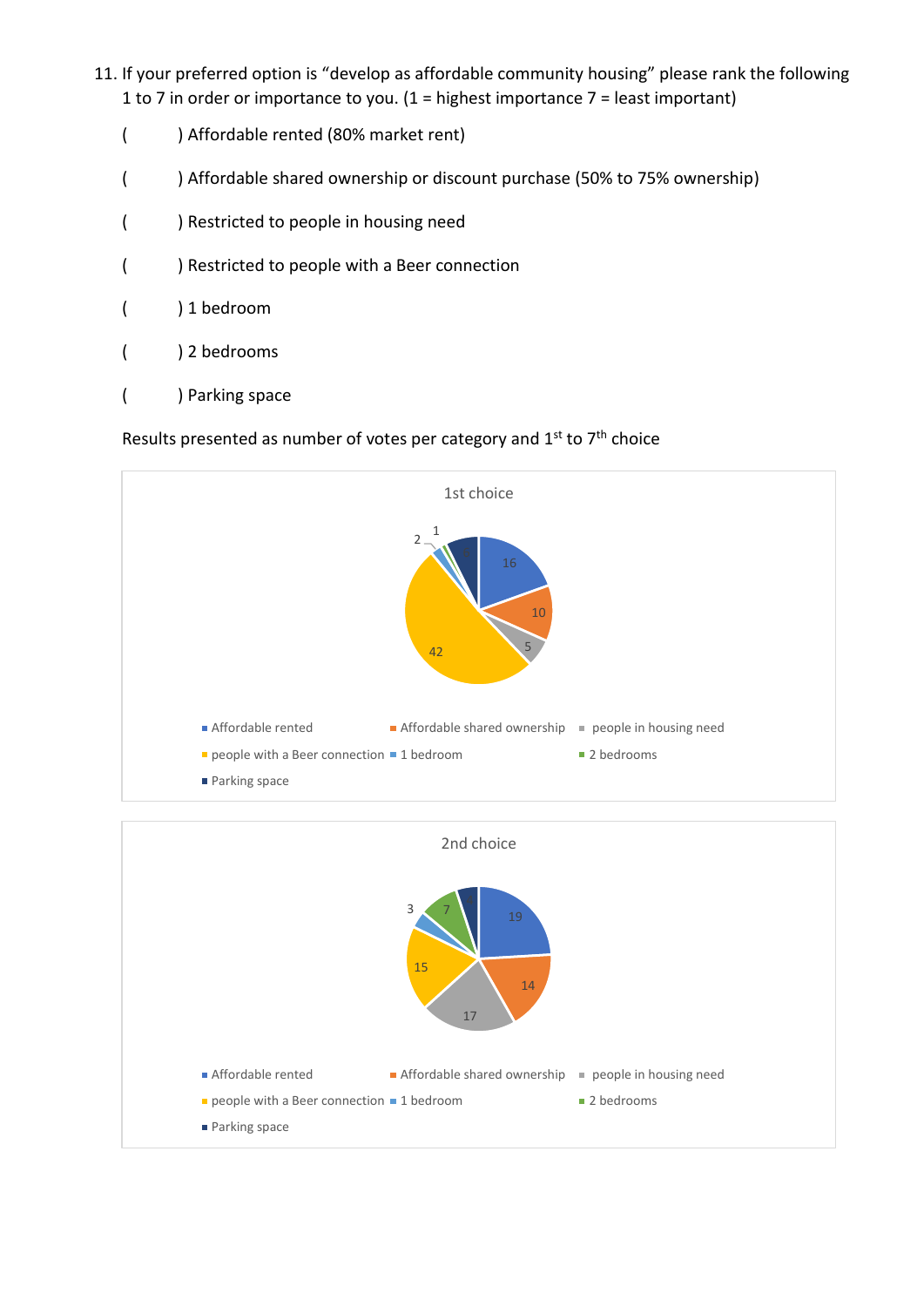11. If your preferred option is "develop as affordable community housing" please rank the following 1 to 7 in order or importance to you. (1 = highest importance 7 = least important)

(     ) Affordable rented (80% market rent)

(     ) Affordable shared ownership or discount purchase (50% to 75% ownership)

(     ) Restricted to people in housing need

(     ) Restricted to people with a Beer connection

(     ) 1 bedroom

(     ) 2 bedrooms

(     ) Parking space

Results presented as number of votes per category and 1st to 7th choice

**1st choice**

| Category | Votes |
|---|---|
| Affordable rented | 16 |
| Affordable shared ownership | 10 |
| people in housing need | 5 |
| people with a Beer connection | 42 |
| 1 bedroom | 2 |
| 2 bedrooms | 1 |
| Parking space | |

**2nd choice**

| Category | Votes |
|---|---|
| Affordable rented | 19 |
| Affordable shared ownership | 14 |
| people in housing need | 17 |
| people with a Beer connection | 15 |
| 1 bedroom | 3 |
| 2 bedrooms | 7 |
| Parking space | |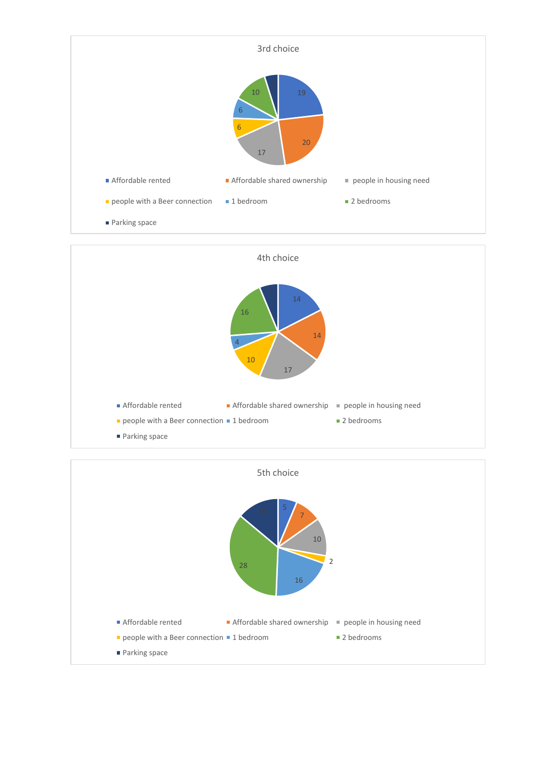### 3rd choice

| Category | Value |
|---|---|
| Affordable rented | 19 |
| Affordable shared ownership | 20 |
| people in housing need | 17 |
| people with a Beer connection | 6 |
| 1 bedroom | 6 |
| 2 bedrooms | 10 |
| Parking space | 4 |

### 4th choice

| Category | Value |
|---|---|
| Affordable rented | 14 |
| Affordable shared ownership | 14 |
| people in housing need | 17 |
| people with a Beer connection | 10 |
| 1 bedroom | 4 |
| 2 bedrooms | 16 |
| Parking space | 5 |

### 5th choice

| Category | Value |
|---|---|
| Affordable rented | 5 |
| Affordable shared ownership | 7 |
| people in housing need | 10 |
| people with a Beer connection | 2 |
| 1 bedroom | 16 |
| 2 bedrooms | 28 |
| Parking space | 13 |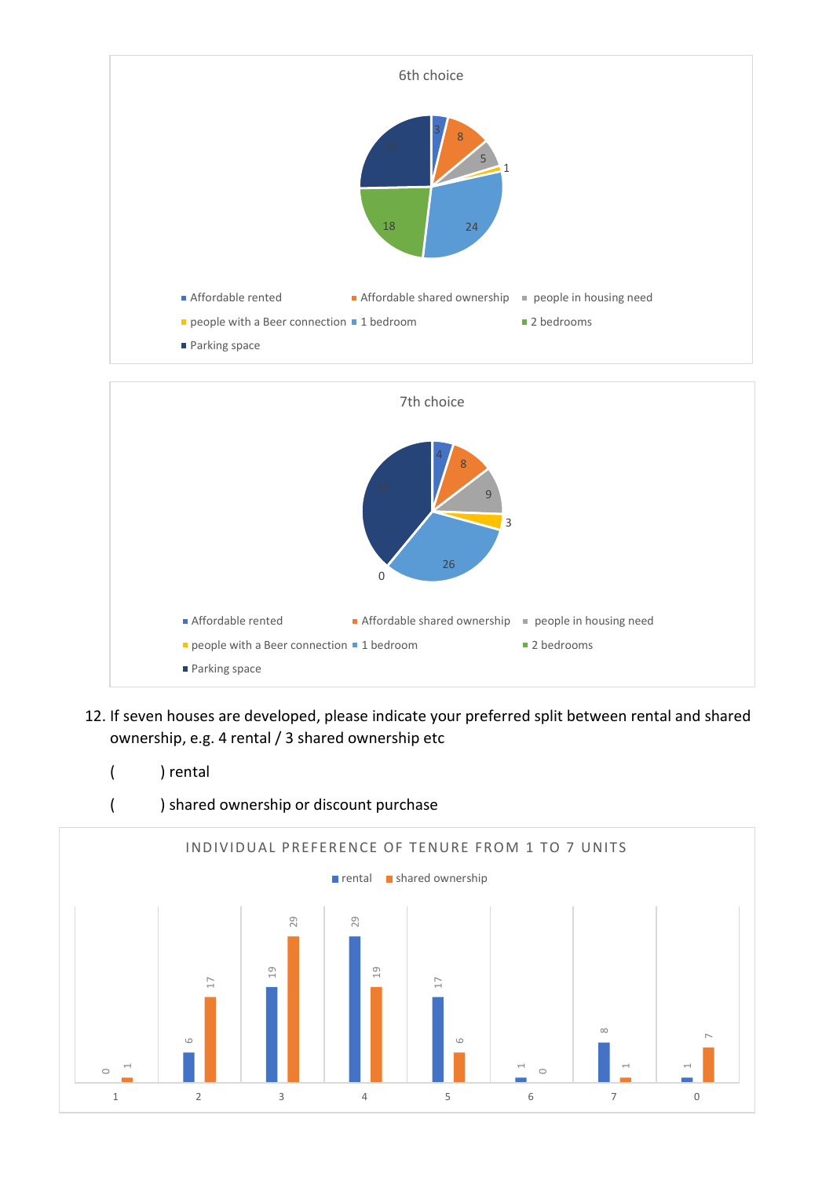**6th choice**

| Category | Value |
| --- | --- |
| Affordable rented | 3 |
| Affordable shared ownership | 8 |
| people in housing need | 5 |
| people with a Beer connection | 1 |
| 1 bedroom | 24 |
| 2 bedrooms | 18 |
| Parking space | 22 |

**7th choice**

| Category | Value |
| --- | --- |
| Affordable rented | 4 |
| Affordable shared ownership | 8 |
| people in housing need | 9 |
| people with a Beer connection | 3 |
| 1 bedroom | 26 |
| 2 bedrooms | 0 |
| Parking space | 38 |

12. If seven houses are developed, please indicate your preferred split between rental and shared ownership, e.g. 4 rental / 3 shared ownership etc

(          ) rental

(          ) shared ownership or discount purchase

**INDIVIDUAL PREFERENCE OF TENURE FROM 1 TO 7 UNITS**

| Units | rental | shared ownership |
| --- | --- | --- |
| 1 | 0 | 1 |
| 2 | 6 | 17 |
| 3 | 19 | 29 |
| 4 | 29 | 19 |
| 5 | 17 | 6 |
| 6 | 1 | 0 |
| 7 | 8 | 1 |
| 0 | 1 | 7 |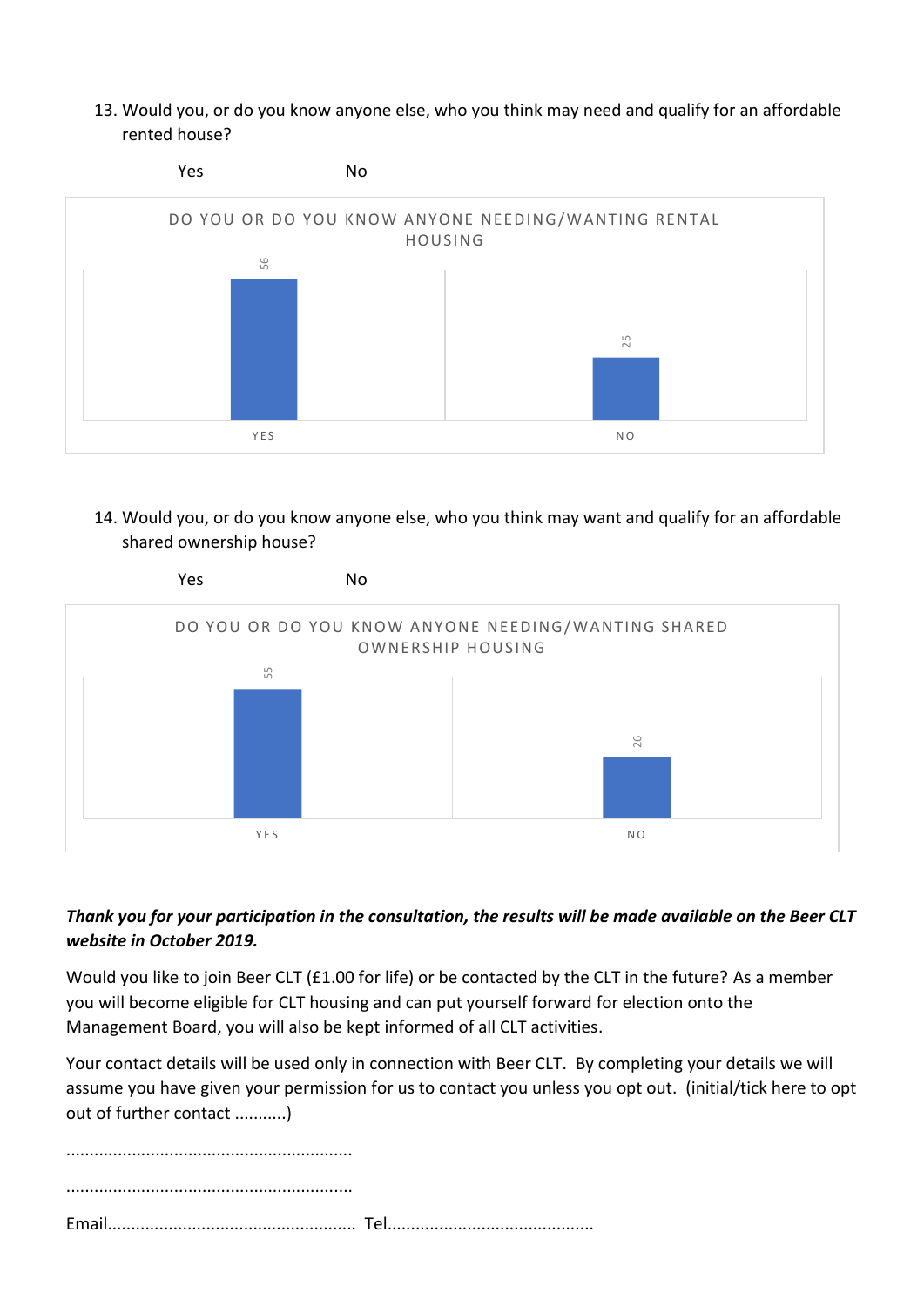13. Would you, or do you know anyone else, who you think may need and qualify for an affordable rented house?

Yes No

DO YOU OR DO YOU KNOW ANYONE NEEDING/WANTING RENTAL HOUSING

56

25

YES

NO

14. Would you, or do you know anyone else, who you think may want and qualify for an affordable shared ownership house?

Yes No

DO YOU OR DO YOU KNOW ANYONE NEEDING/WANTING SHARED OWNERSHIP HOUSING

55

26

YES

NO

***Thank you for your participation in the consultation, the results will be made available on the Beer CLT website in October 2019.***

Would you like to join Beer CLT (£1.00 for life) or be contacted by the CLT in the future? As a member you will become eligible for CLT housing and can put yourself forward for election onto the Management Board, you will also be kept informed of all CLT activities.

Your contact details will be used only in connection with Beer CLT. By completing your details we will assume you have given your permission for us to contact you unless you opt out. (initial/tick here to opt out of further contact ...........)

............................................................

............................................................

Email.................................................... Tel...........................................